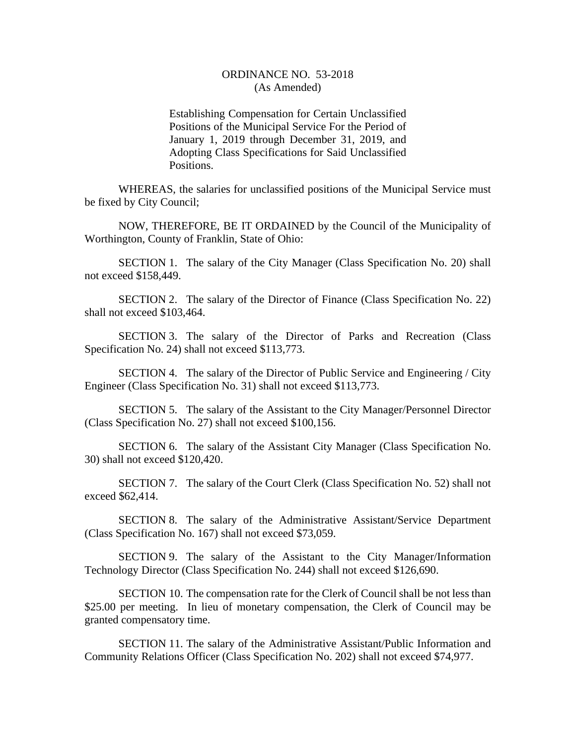# ORDINANCE NO. 53-2018
(As Amended)

Establishing Compensation for Certain Unclassified Positions of the Municipal Service For the Period of January 1, 2019 through December 31, 2019, and Adopting Class Specifications for Said Unclassified Positions.

WHEREAS, the salaries for unclassified positions of the Municipal Service must be fixed by City Council;

NOW, THEREFORE, BE IT ORDAINED by the Council of the Municipality of Worthington, County of Franklin, State of Ohio:

SECTION 1. The salary of the City Manager (Class Specification No. 20) shall not exceed $158,449.

SECTION 2. The salary of the Director of Finance (Class Specification No. 22) shall not exceed $103,464.

SECTION 3. The salary of the Director of Parks and Recreation (Class Specification No. 24) shall not exceed $113,773.

SECTION 4. The salary of the Director of Public Service and Engineering / City Engineer (Class Specification No. 31) shall not exceed $113,773.

SECTION 5. The salary of the Assistant to the City Manager/Personnel Director (Class Specification No. 27) shall not exceed $100,156.

SECTION 6. The salary of the Assistant City Manager (Class Specification No. 30) shall not exceed $120,420.

SECTION 7. The salary of the Court Clerk (Class Specification No. 52) shall not exceed $62,414.

SECTION 8. The salary of the Administrative Assistant/Service Department (Class Specification No. 167) shall not exceed $73,059.

SECTION 9. The salary of the Assistant to the City Manager/Information Technology Director (Class Specification No. 244) shall not exceed $126,690.

SECTION 10. The compensation rate for the Clerk of Council shall be not less than $25.00 per meeting. In lieu of monetary compensation, the Clerk of Council may be granted compensatory time.

SECTION 11. The salary of the Administrative Assistant/Public Information and Community Relations Officer (Class Specification No. 202) shall not exceed $74,977.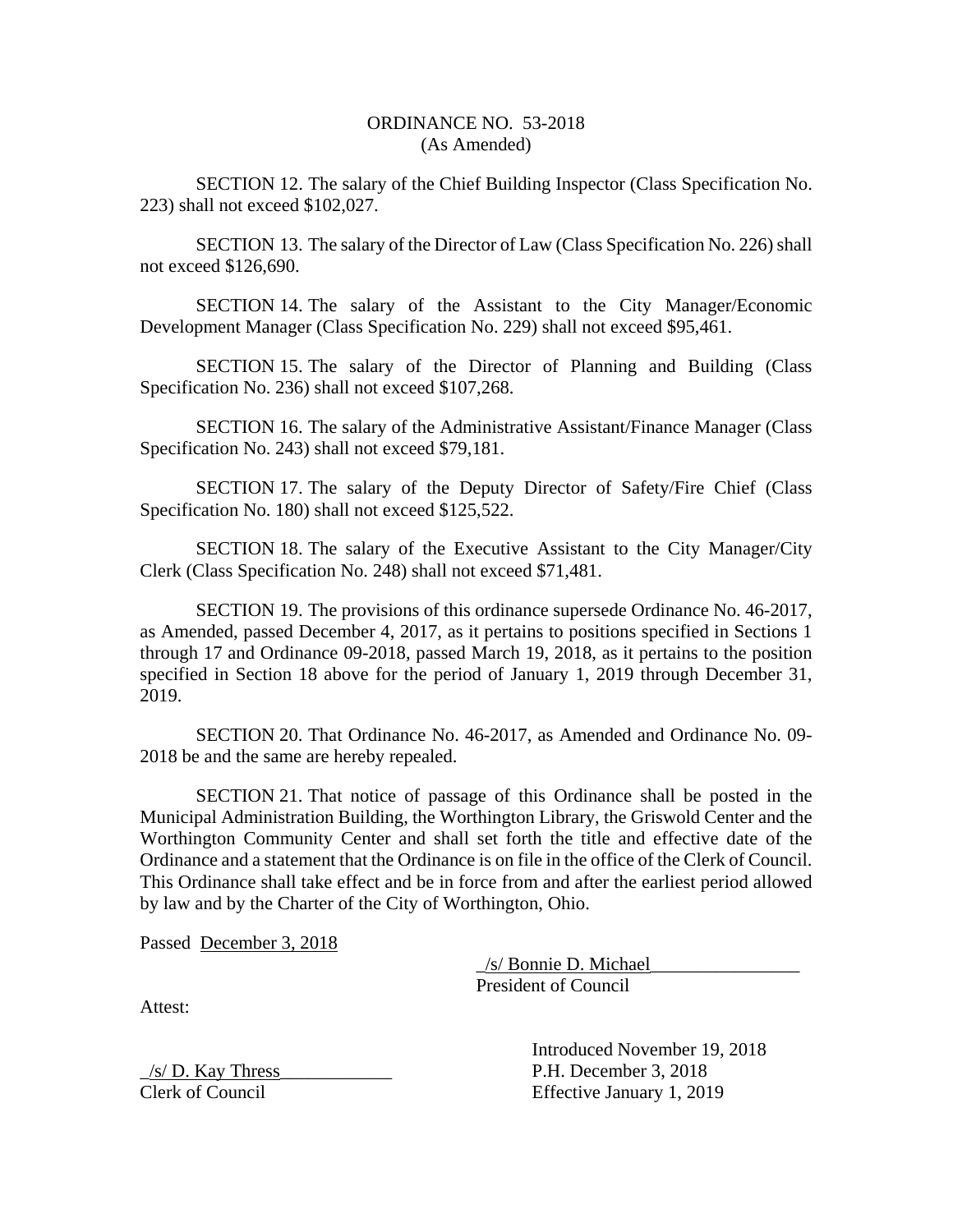ORDINANCE NO. 53-2018
(As Amended)

SECTION 12. The salary of the Chief Building Inspector (Class Specification No. 223) shall not exceed $102,027.

SECTION 13. The salary of the Director of Law (Class Specification No. 226) shall not exceed $126,690.

SECTION 14. The salary of the Assistant to the City Manager/Economic Development Manager (Class Specification No. 229) shall not exceed $95,461.

SECTION 15. The salary of the Director of Planning and Building (Class Specification No. 236) shall not exceed $107,268.

SECTION 16. The salary of the Administrative Assistant/Finance Manager (Class Specification No. 243) shall not exceed $79,181.

SECTION 17. The salary of the Deputy Director of Safety/Fire Chief (Class Specification No. 180) shall not exceed $125,522.

SECTION 18. The salary of the Executive Assistant to the City Manager/City Clerk (Class Specification No. 248) shall not exceed $71,481.

SECTION 19. The provisions of this ordinance supersede Ordinance No. 46-2017, as Amended, passed December 4, 2017, as it pertains to positions specified in Sections 1 through 17 and Ordinance 09-2018, passed March 19, 2018, as it pertains to the position specified in Section 18 above for the period of January 1, 2019 through December 31, 2019.

SECTION 20. That Ordinance No. 46-2017, as Amended and Ordinance No. 09-2018 be and the same are hereby repealed.

SECTION 21. That notice of passage of this Ordinance shall be posted in the Municipal Administration Building, the Worthington Library, the Griswold Center and the Worthington Community Center and shall set forth the title and effective date of the Ordinance and a statement that the Ordinance is on file in the office of the Clerk of Council. This Ordinance shall take effect and be in force from and after the earliest period allowed by law and by the Charter of the City of Worthington, Ohio.

Passed December 3, 2018

_/s/ Bonnie D. Michael_
President of Council

Attest:

_/s/ D. Kay Thress_
Clerk of Council

Introduced November 19, 2018
P.H. December 3, 2018
Effective January 1, 2019